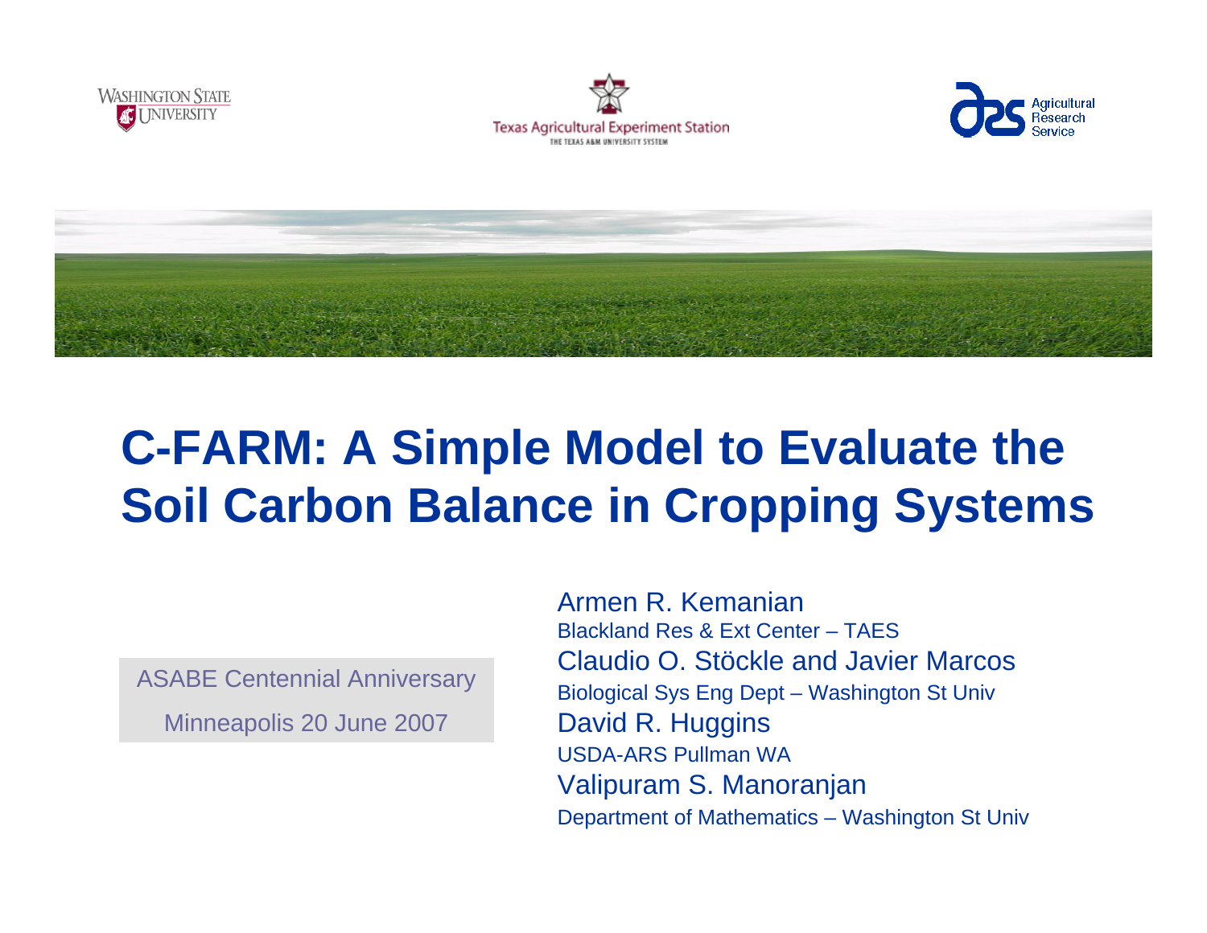Washington State University

Texas Agricultural Experiment Station
THE TEXAS A&M UNIVERSITY SYSTEM

Agricultural Research Service

# C-FARM: A Simple Model to Evaluate the Soil Carbon Balance in Cropping Systems

ASABE Centennial Anniversary

Minneapolis 20 June 2007

Armen R. Kemanian
Blackland Res & Ext Center – TAES

Claudio O. Stöckle and Javier Marcos
Biological Sys Eng Dept – Washington St Univ

David R. Huggins
USDA-ARS Pullman WA

Valipuram S. Manoranjan
Department of Mathematics – Washington St Univ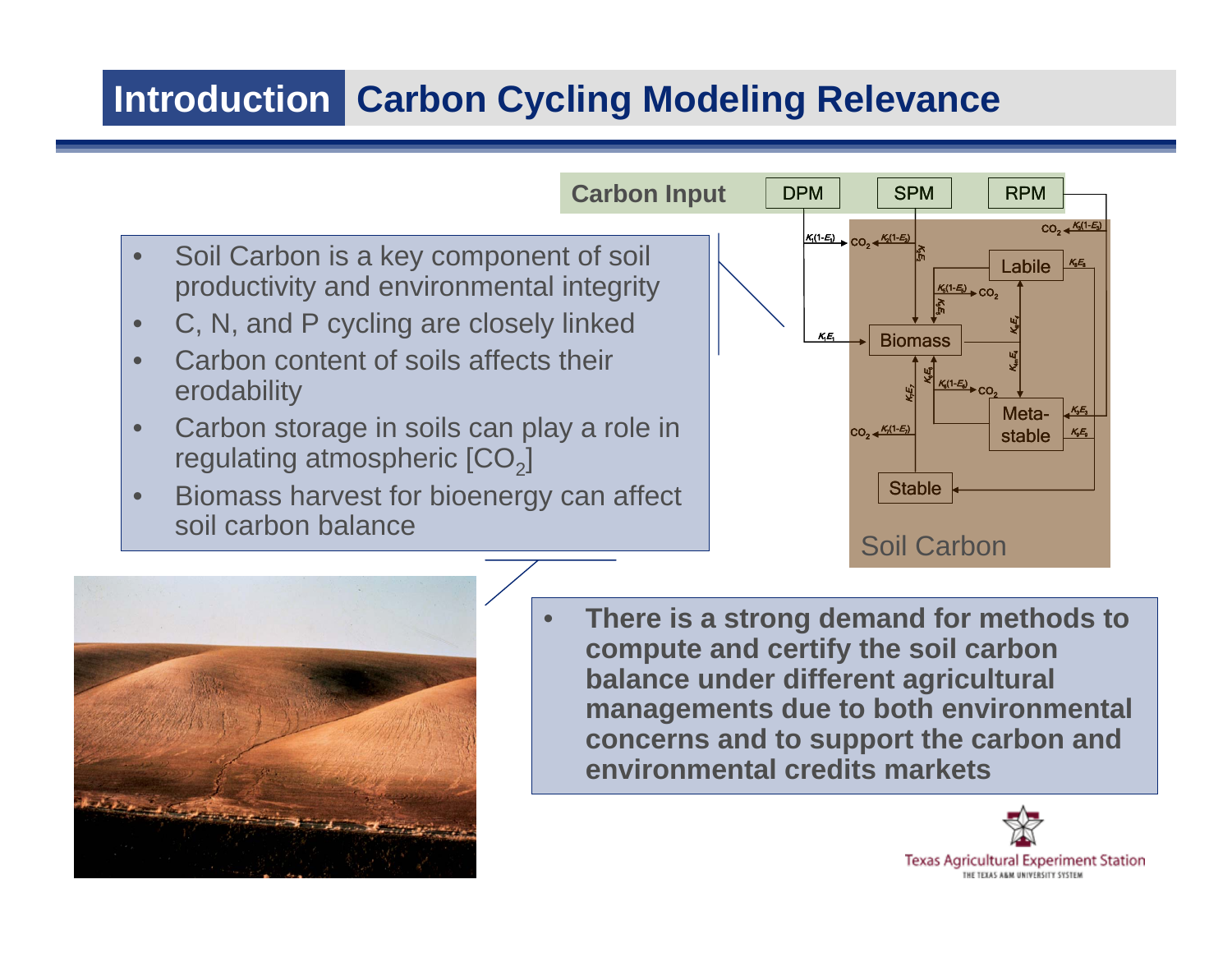# Introduction Carbon Cycling Modeling Relevance

- Soil Carbon is a key component of soil productivity and environmental integrity
- C, N, and P cycling are closely linked
- Carbon content of soils affects their erodability
- Carbon storage in soils can play a role in regulating atmospheric [$CO_2$]
- Biomass harvest for bioenergy can affect soil carbon balance

Carbon Input: DPM, SPM, RPM

Soil Carbon: Labile, Biomass, Meta-stable, Stable

- **There is a strong demand for methods to compute and certify the soil carbon balance under different agricultural managements due to both environmental concerns and to support the carbon and environmental credits markets**

Texas Agricultural Experiment Station
THE TEXAS A&M UNIVERSITY SYSTEM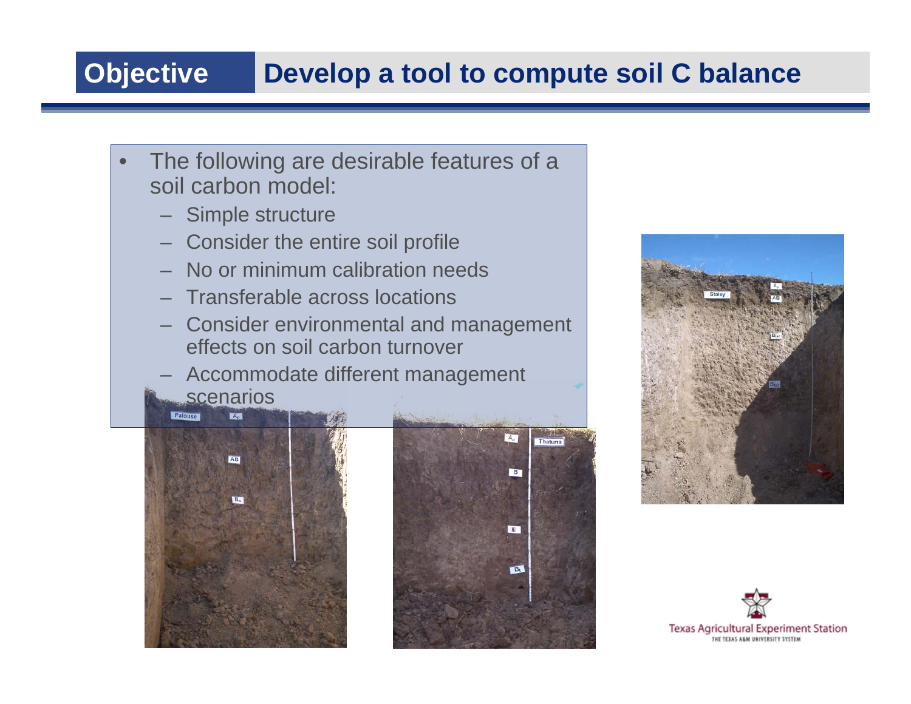## Objective — Develop a tool to compute soil C balance

- The following are desirable features of a soil carbon model:
  - Simple structure
  - Consider the entire soil profile
  - No or minimum calibration needs
  - Transferable across locations
  - Consider environmental and management effects on soil carbon turnover
  - Accommodate different management scenarios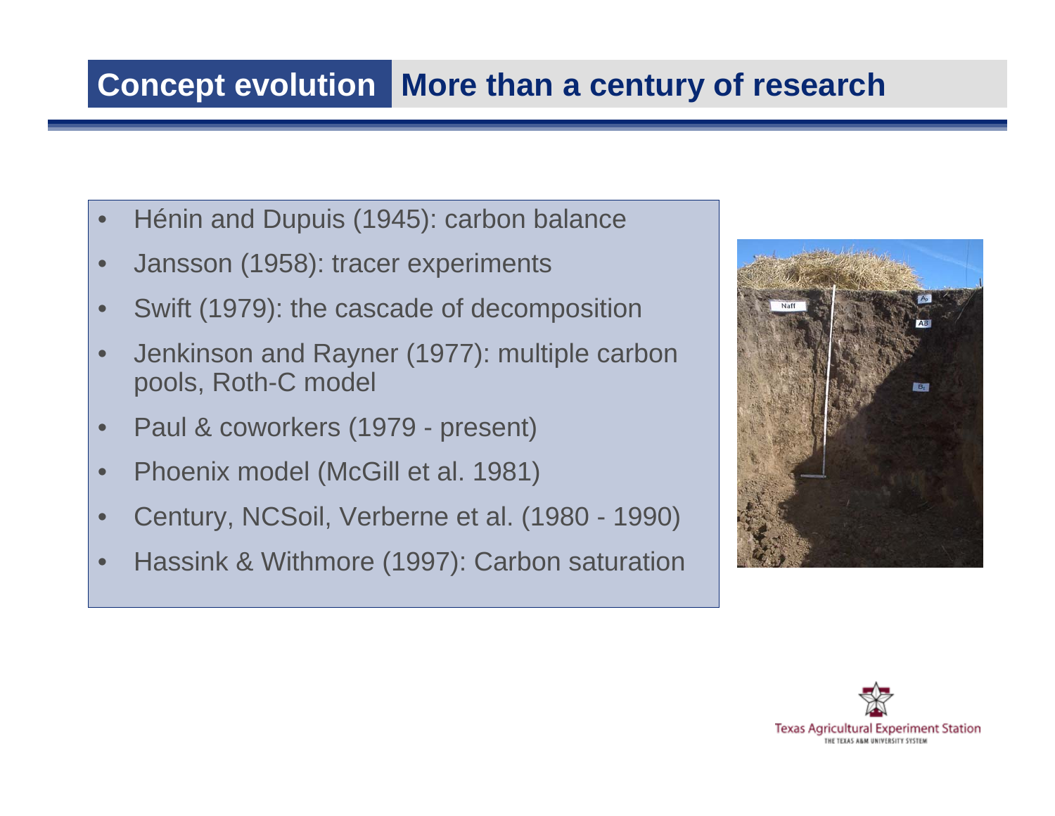## Concept evolution — More than a century of research

- Hénin and Dupuis (1945): carbon balance
- Jansson (1958): tracer experiments
- Swift (1979): the cascade of decomposition
- Jenkinson and Rayner (1977): multiple carbon pools, Roth-C model
- Paul & coworkers (1979 - present)
- Phoenix model (McGill et al. 1981)
- Century, NCSoil, Verberne et al. (1980 - 1990)
- Hassink & Withmore (1997): Carbon saturation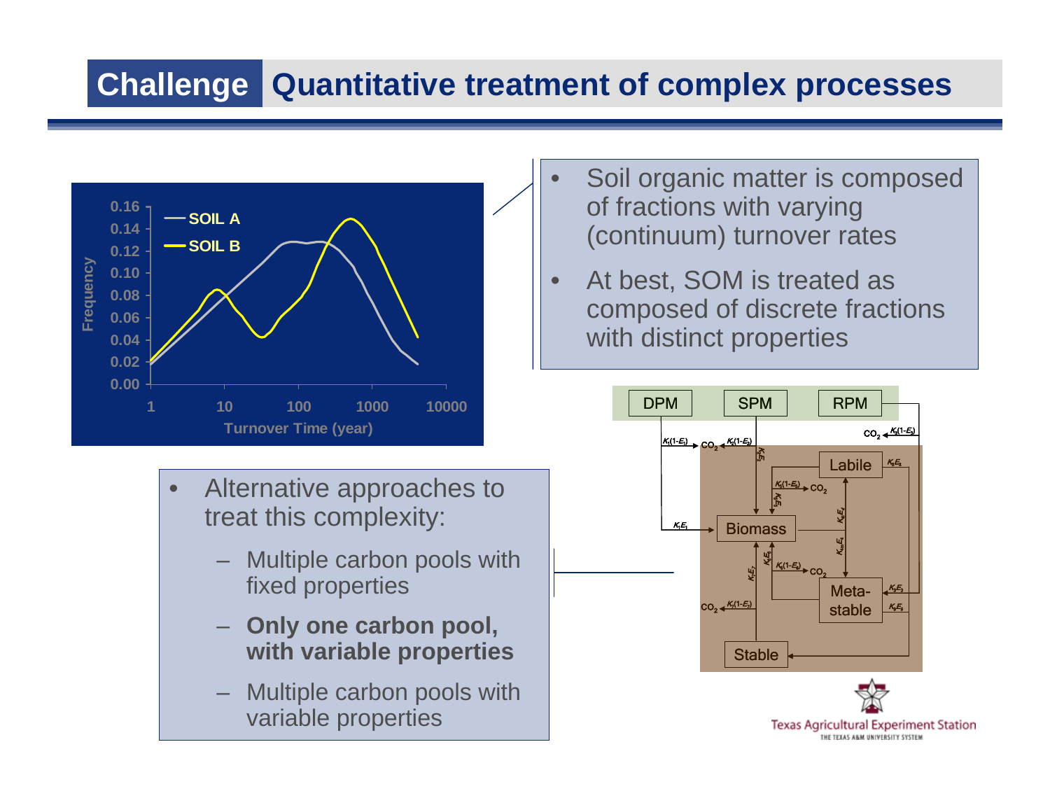# Challenge Quantitative treatment of complex processes

- Soil organic matter is composed of fractions with varying (continuum) turnover rates
- At best, SOM is treated as composed of discrete fractions with distinct properties

- Alternative approaches to treat this complexity:
  - Multiple carbon pools with fixed properties
  - **Only one carbon pool, with variable properties**
  - Multiple carbon pools with variable properties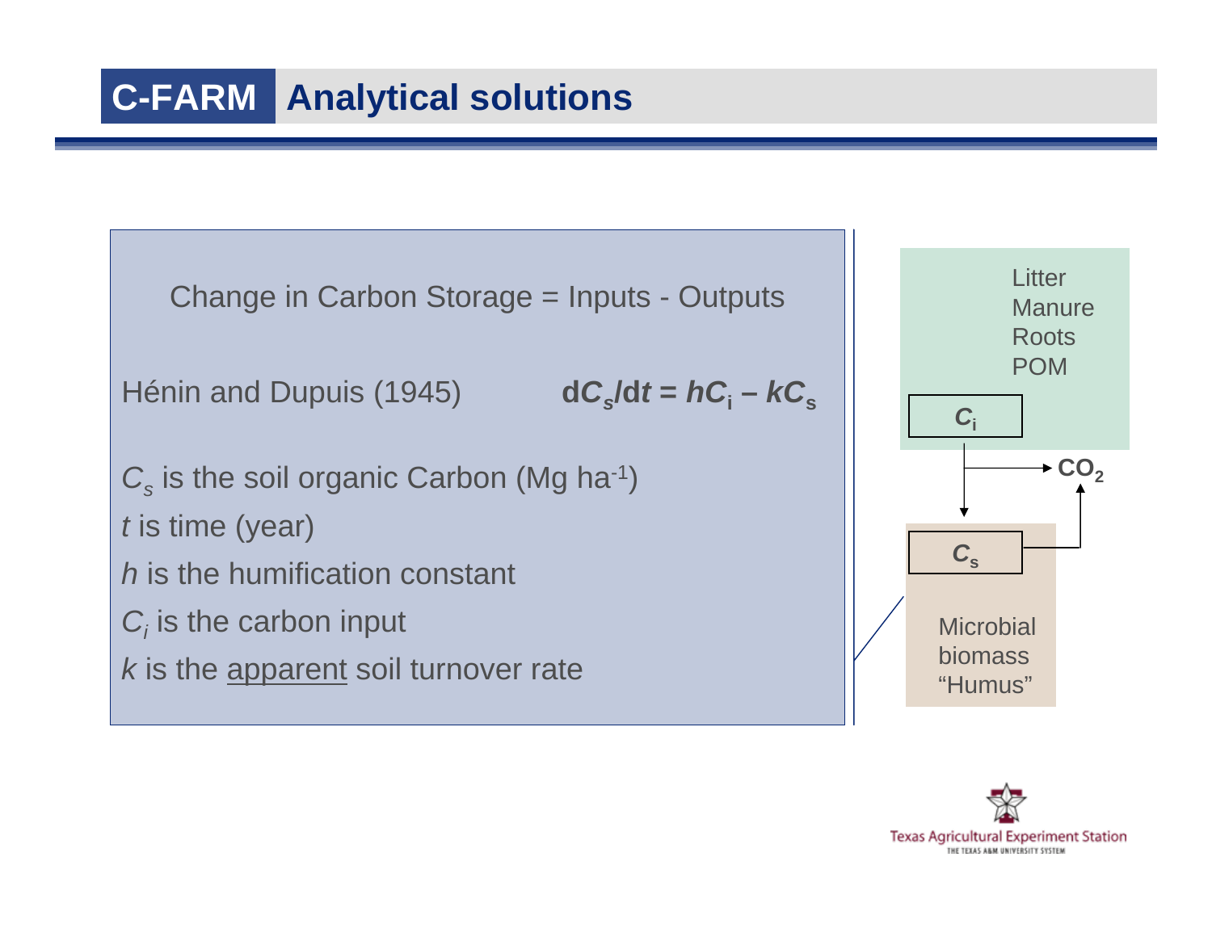# C-FARM Analytical solutions

Change in Carbon Storage = Inputs - Outputs

Hénin and Dupuis (1945) $\quad$ $dC_s/dt = hC_i - kC_s$

$C_s$ is the soil organic Carbon (Mg ha$^{-1}$)

$t$ is time (year)

$h$ is the humification constant

$C_i$ is the carbon input

$k$ is the <u>apparent</u> soil turnover rate

Litter
Manure
Roots
POM

$C_i$

$CO_2$

$C_s$

Microbial biomass "Humus"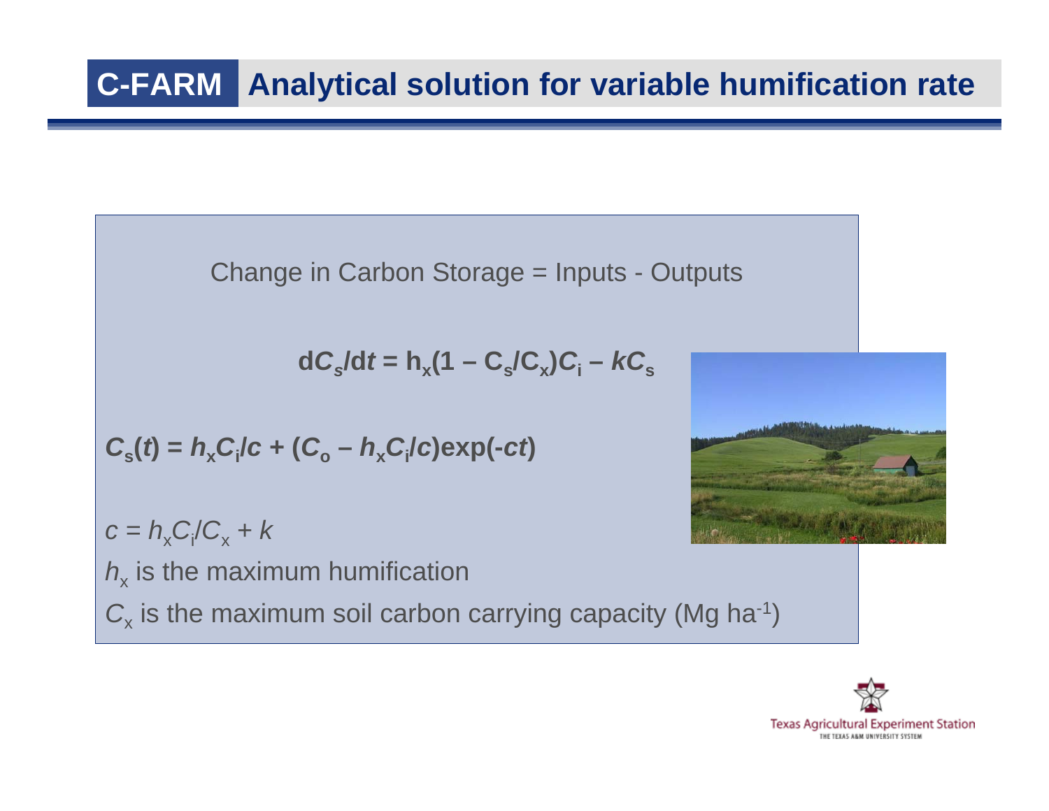# C-FARM Analytical solution for variable humification rate

Change in Carbon Storage = Inputs - Outputs

$$\mathrm{d}C_s/\mathrm{d}t = h_x(1 - C_s/C_x)C_i - kC_s$$

$$C_s(t) = h_x C_i/c + (C_o - h_x C_i/c)\exp(-ct)$$

$c = h_x C_i/C_x + k$

$h_x$ is the maximum humification

$C_x$ is the maximum soil carbon carrying capacity (Mg $ha^{-1}$)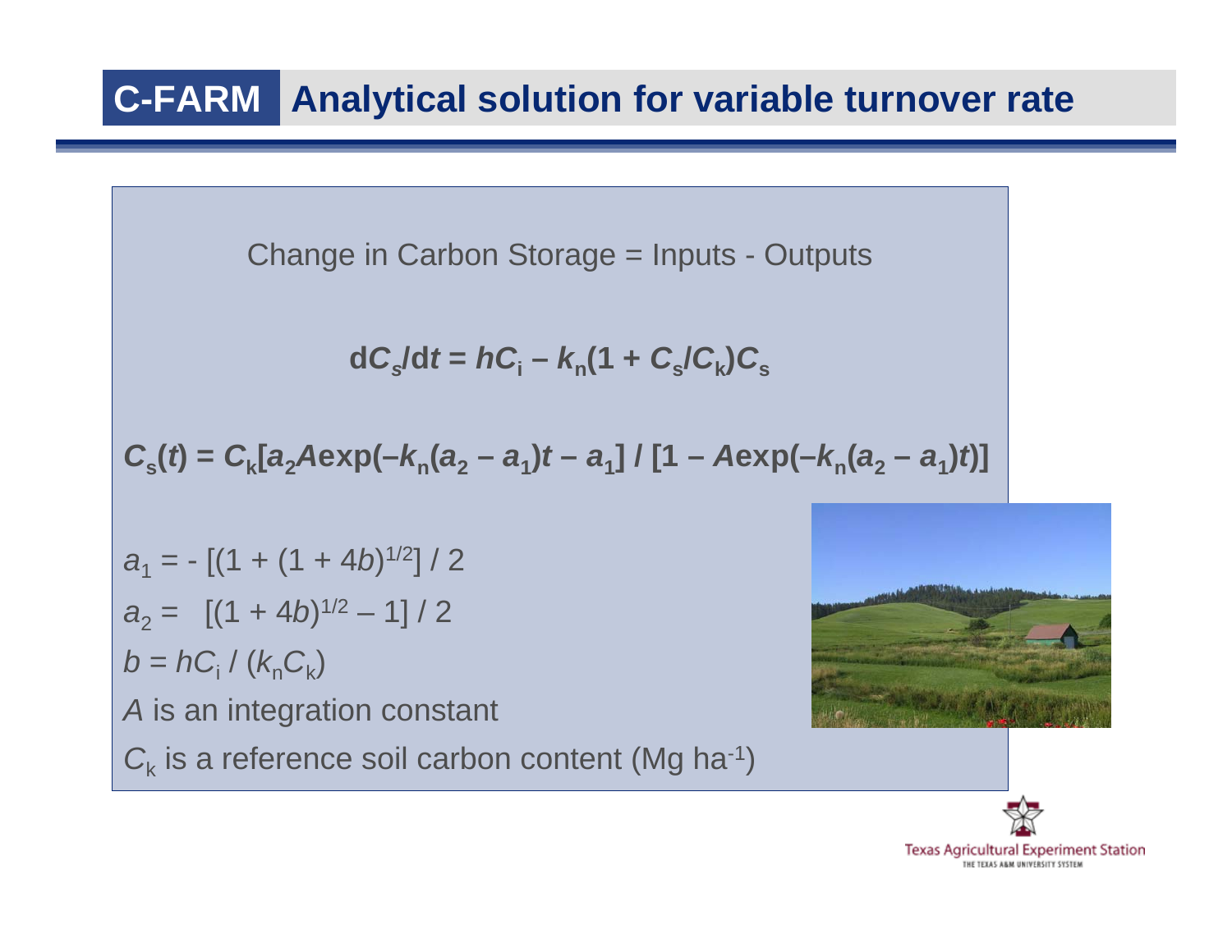# C-FARM Analytical solution for variable turnover rate

Change in Carbon Storage = Inputs - Outputs

$$\mathrm{d}C_s/\mathrm{d}t = hC_i - k_n(1 + C_s/C_k)C_s$$

$$C_s(t) = C_k[a_2A\exp(-k_n(a_2 - a_1)t - a_1] / [1 - A\exp(-k_n(a_2 - a_1)t)]$$

$a_1 = -[(1 + (1 + 4b)^{1/2}] / 2$

$a_2 = [(1 + 4b)^{1/2} - 1] / 2$

$b = hC_i / (k_nC_k)$

$A$ is an integration constant

$C_k$ is a reference soil carbon content (Mg ha$^{-1}$)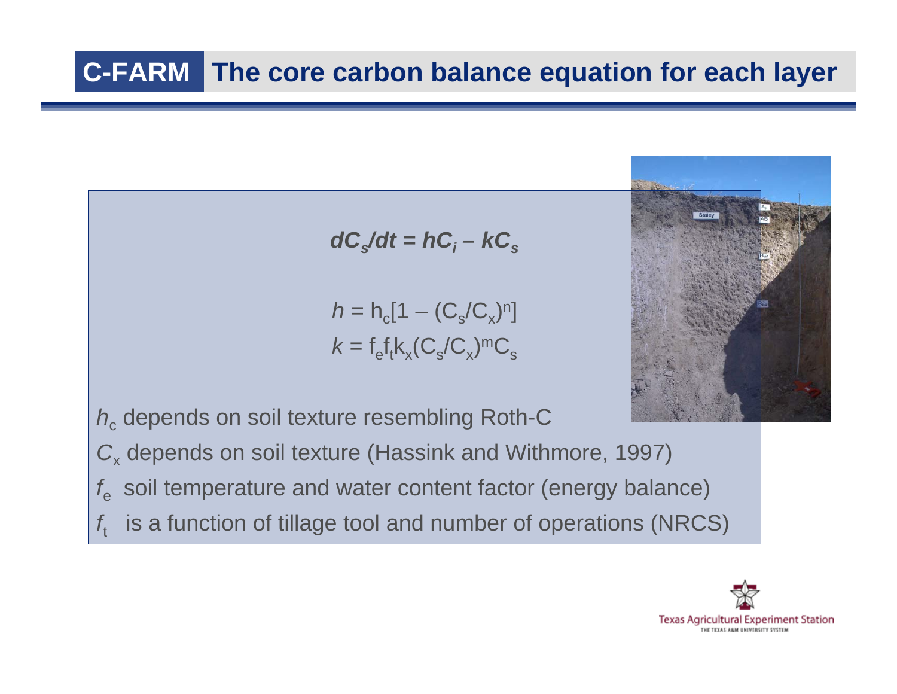# C-FARM The core carbon balance equation for each layer

$$dC_s/dt = hC_i - kC_s$$

$$h = h_c[1 - (C_s/C_x)^n]$$

$$k = f_e f_t k_x (C_s/C_x)^m C_s$$

$h_c$ depends on soil texture resembling Roth-C

$C_x$ depends on soil texture (Hassink and Withmore, 1997)

$f_e$ soil temperature and water content factor (energy balance)

$f_t$ is a function of tillage tool and number of operations (NRCS)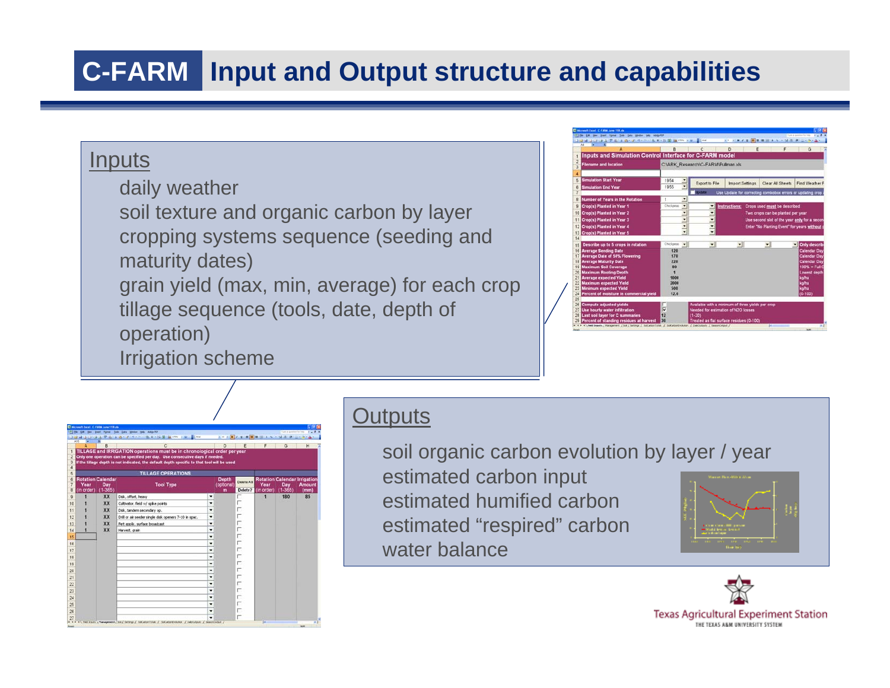# C-FARM Input and Output structure and capabilities

## Inputs

- daily weather
- soil texture and organic carbon by layer
- cropping systems sequence (seeding and maturity dates)
- grain yield (max, min, average) for each crop
- tillage sequence (tools, date, depth of operation)
- Irrigation scheme

## Outputs

- soil organic carbon evolution by layer / year
- estimated carbon input
- estimated humified carbon
- estimated "respired" carbon
- water balance

Texas Agricultural Experiment Station
THE TEXAS A&M UNIVERSITY SYSTEM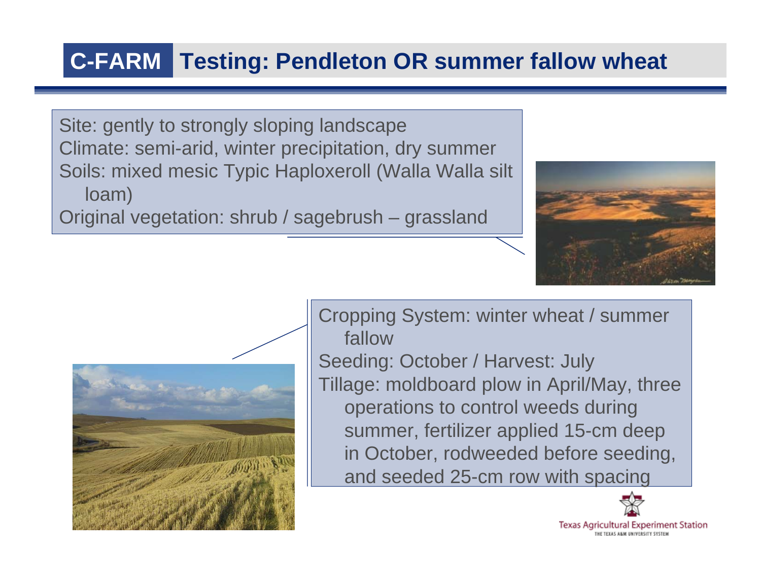# C-FARM Testing: Pendleton OR summer fallow wheat

Site: gently to strongly sloping landscape
Climate: semi-arid, winter precipitation, dry summer
Soils: mixed mesic Typic Haploxeroll (Walla Walla silt loam)
Original vegetation: shrub / sagebrush – grassland

Cropping System: winter wheat / summer fallow
Seeding: October / Harvest: July
Tillage: moldboard plow in April/May, three operations to control weeds during summer, fertilizer applied 15-cm deep in October, rodweeded before seeding, and seeded 25-cm row with spacing

Texas Agricultural Experiment Station
THE TEXAS A&M UNIVERSITY SYSTEM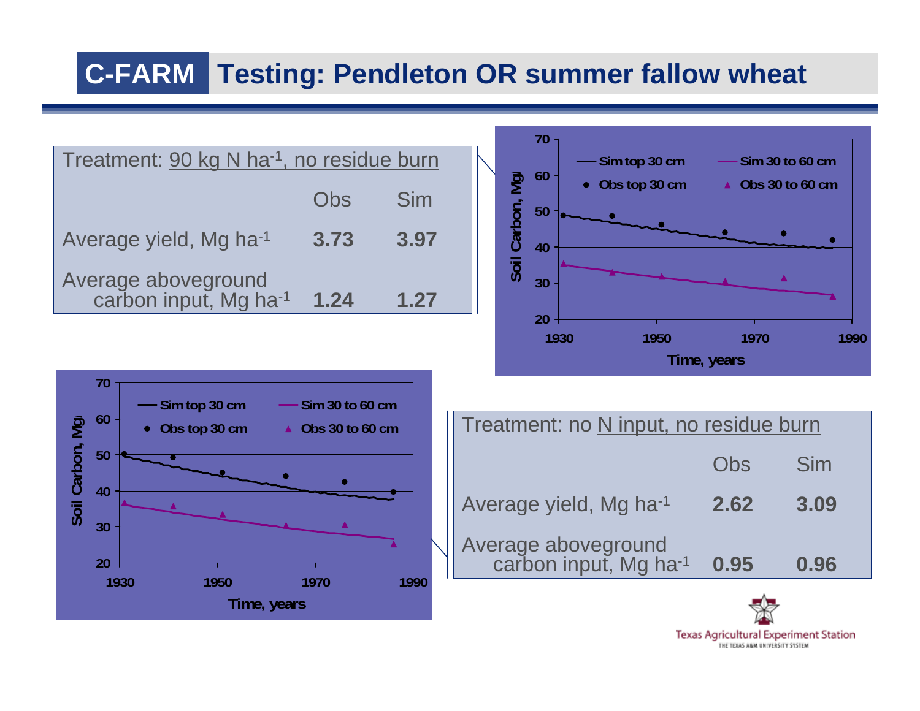# C-FARM Testing: Pendleton OR summer fallow wheat

Treatment: 90 kg N ha$^{-1}$, no residue burn

| | Obs | Sim |
|---|---|---|
| Average yield, Mg ha$^{-1}$ | **3.73** | **3.97** |
| Average aboveground carbon input, Mg ha$^{-1}$ | **1.24** | **1.27** |

Treatment: no N input, no residue burn

| | Obs | Sim |
|---|---|---|
| Average yield, Mg ha$^{-1}$ | **2.62** | **3.09** |
| Average aboveground carbon input, Mg ha$^{-1}$ | **0.95** | **0.96** |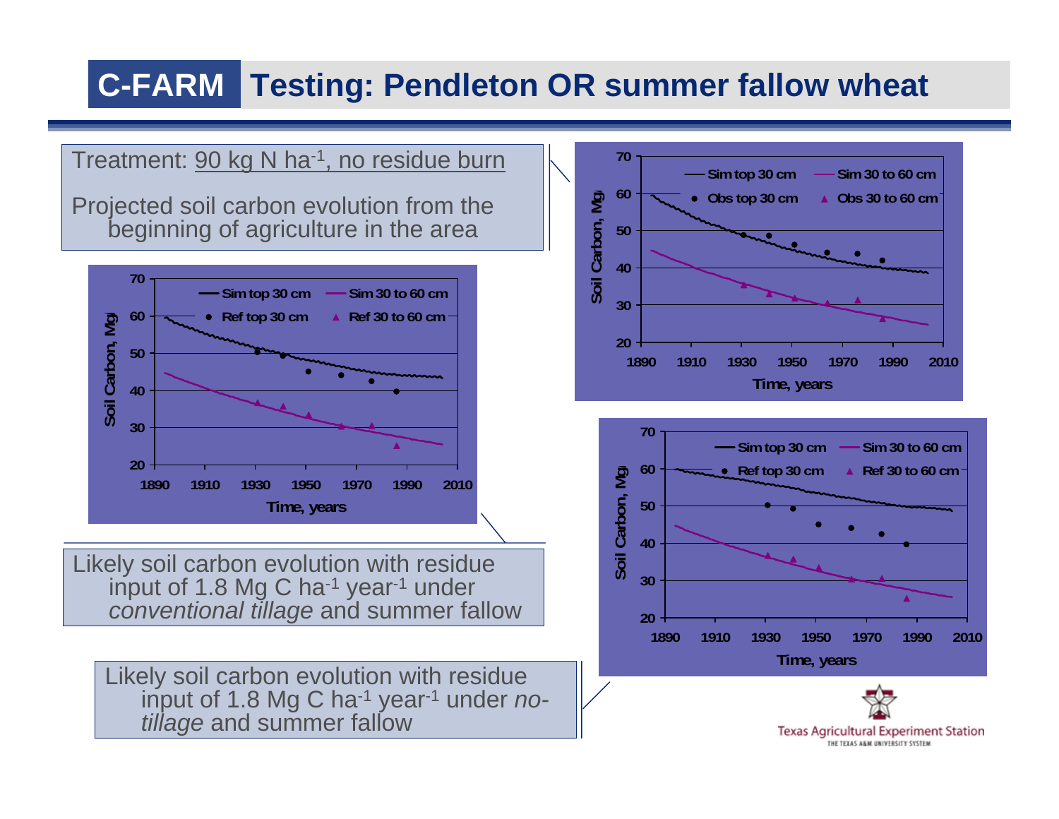# C-FARM Testing: Pendleton OR summer fallow wheat

Treatment: 90 kg N ha$^{-1}$, no residue burn

Projected soil carbon evolution from the beginning of agriculture in the area

Likely soil carbon evolution with residue input of 1.8 Mg C ha$^{-1}$ year$^{-1}$ under *conventional tillage* and summer fallow

Likely soil carbon evolution with residue input of 1.8 Mg C ha$^{-1}$ year$^{-1}$ under *no-tillage* and summer fallow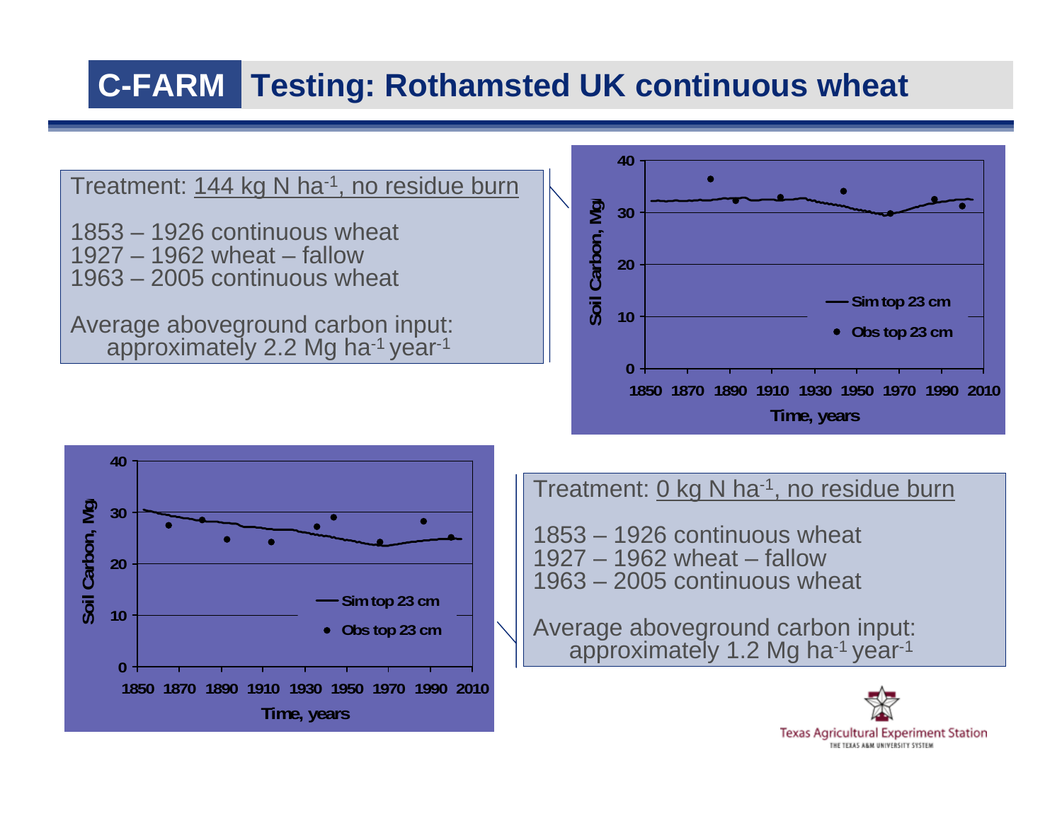# C-FARM Testing: Rothamsted UK continuous wheat

Treatment: 144 kg N $ha^{-1}$, no residue burn

1853 – 1926 continuous wheat
1927 – 1962 wheat – fallow
1963 – 2005 continuous wheat

Average aboveground carbon input: approximately 2.2 Mg $ha^{-1}$ $year^{-1}$

Treatment: 0 kg N $ha^{-1}$, no residue burn

1853 – 1926 continuous wheat
1927 – 1962 wheat – fallow
1963 – 2005 continuous wheat

Average aboveground carbon input: approximately 1.2 Mg $ha^{-1}$ $year^{-1}$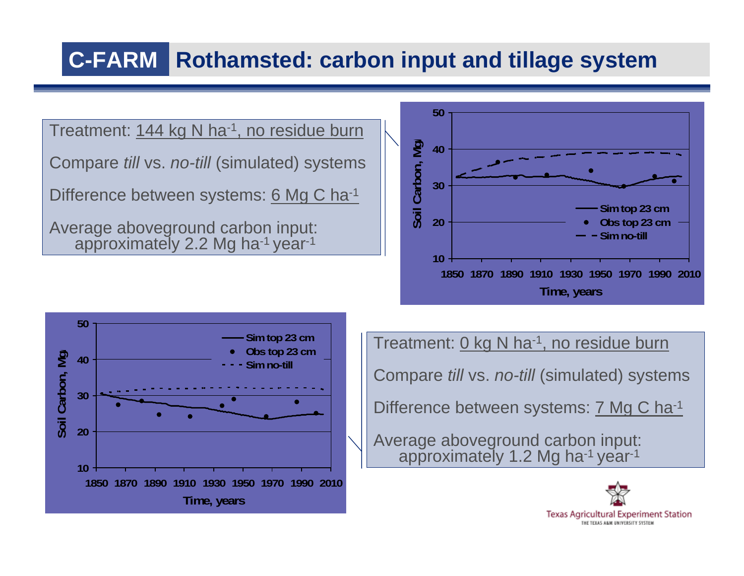## C-FARM Rothamsted: carbon input and tillage system

Treatment: 144 kg N ha$^{-1}$, no residue burn

Compare *till* vs. *no-till* (simulated) systems

Difference between systems: 6 Mg C ha$^{-1}$

Average aboveground carbon input: approximately 2.2 Mg ha$^{-1}$ year$^{-1}$

Soil Carbon, Mg

Time, years

Sim top 23 cm
Obs top 23 cm
Sim no-till

Treatment: 0 kg N ha$^{-1}$, no residue burn

Compare *till* vs. *no-till* (simulated) systems

Difference between systems: 7 Mg C ha$^{-1}$

Average aboveground carbon input: approximately 1.2 Mg ha$^{-1}$ year$^{-1}$

Soil Carbon, Mg

Time, years

Sim top 23 cm
Obs top 23 cm
Sim no-till

Texas Agricultural Experiment Station
THE TEXAS A&M UNIVERSITY SYSTEM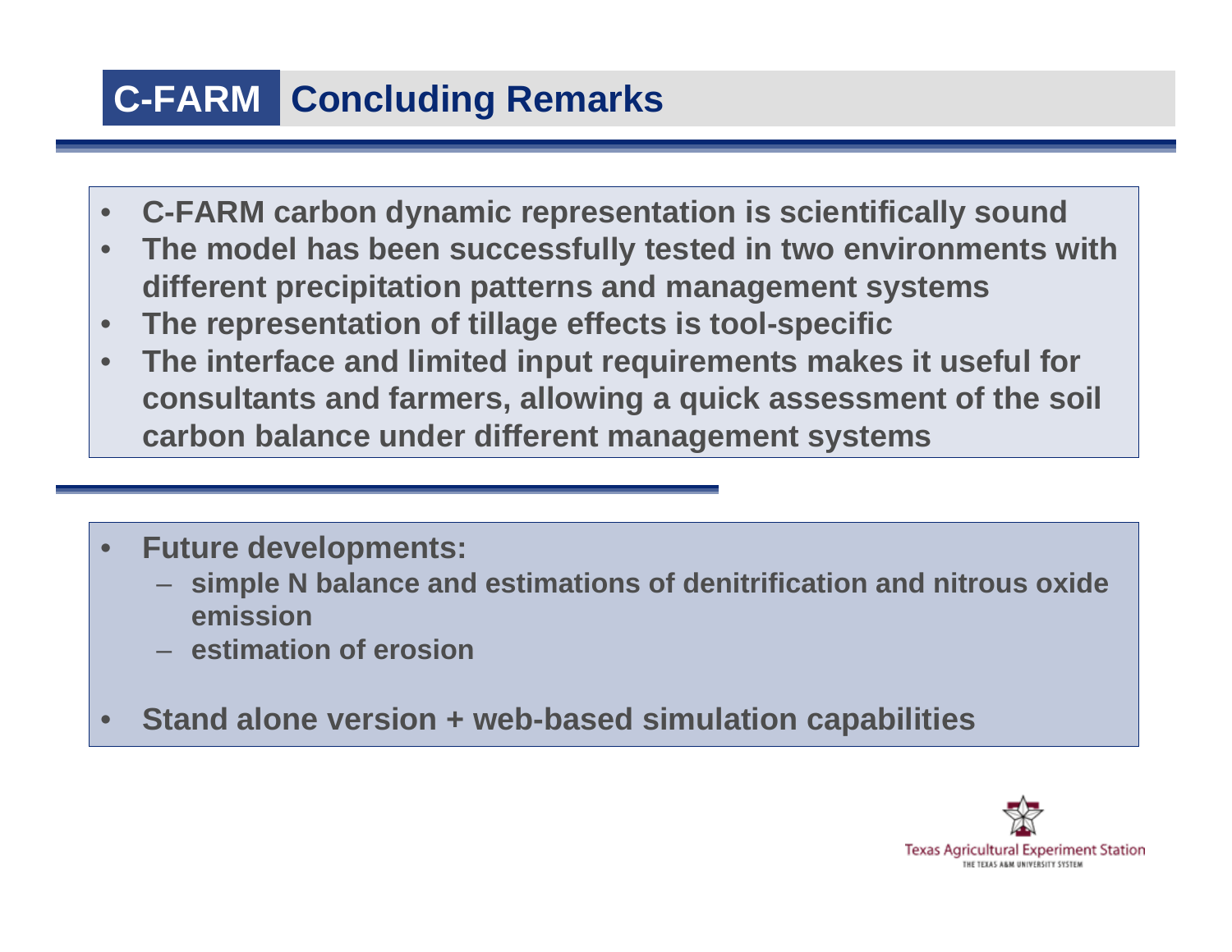# C-FARM Concluding Remarks

- **C-FARM carbon dynamic representation is scientifically sound**
- **The model has been successfully tested in two environments with different precipitation patterns and management systems**
- **The representation of tillage effects is tool-specific**
- **The interface and limited input requirements makes it useful for consultants and farmers, allowing a quick assessment of the soil carbon balance under different management systems**

- **Future developments:**
  - **simple N balance and estimations of denitrification and nitrous oxide emission**
  - **estimation of erosion**
- **Stand alone version + web-based simulation capabilities**

Texas Agricultural Experiment Station
THE TEXAS A&M UNIVERSITY SYSTEM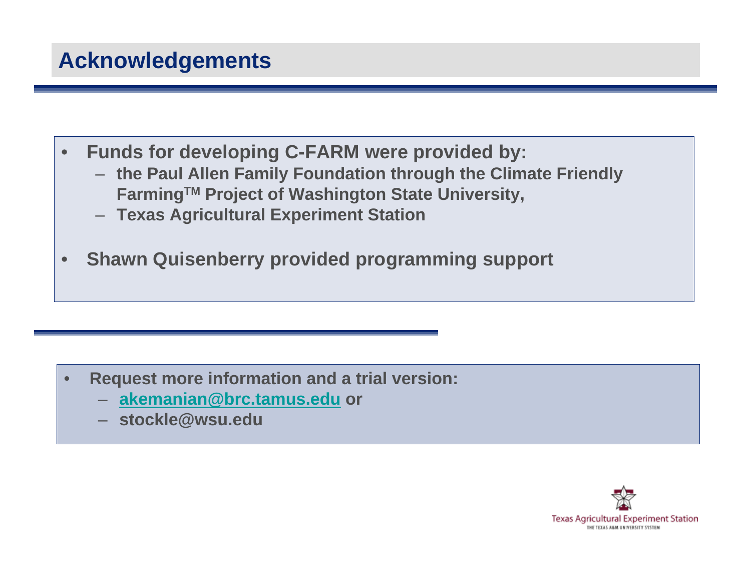# Acknowledgements

- **Funds for developing C-FARM were provided by:**
  - **the Paul Allen Family Foundation through the Climate Friendly Farming[TM] Project of Washington State University,**
  - **Texas Agricultural Experiment Station**
- **Shawn Quisenberry provided programming support**

- **Request more information and a trial version:**
  - **akemanian@brc.tamus.edu or**
  - **stockle@wsu.edu**

Texas Agricultural Experiment Station
THE TEXAS A&M UNIVERSITY SYSTEM